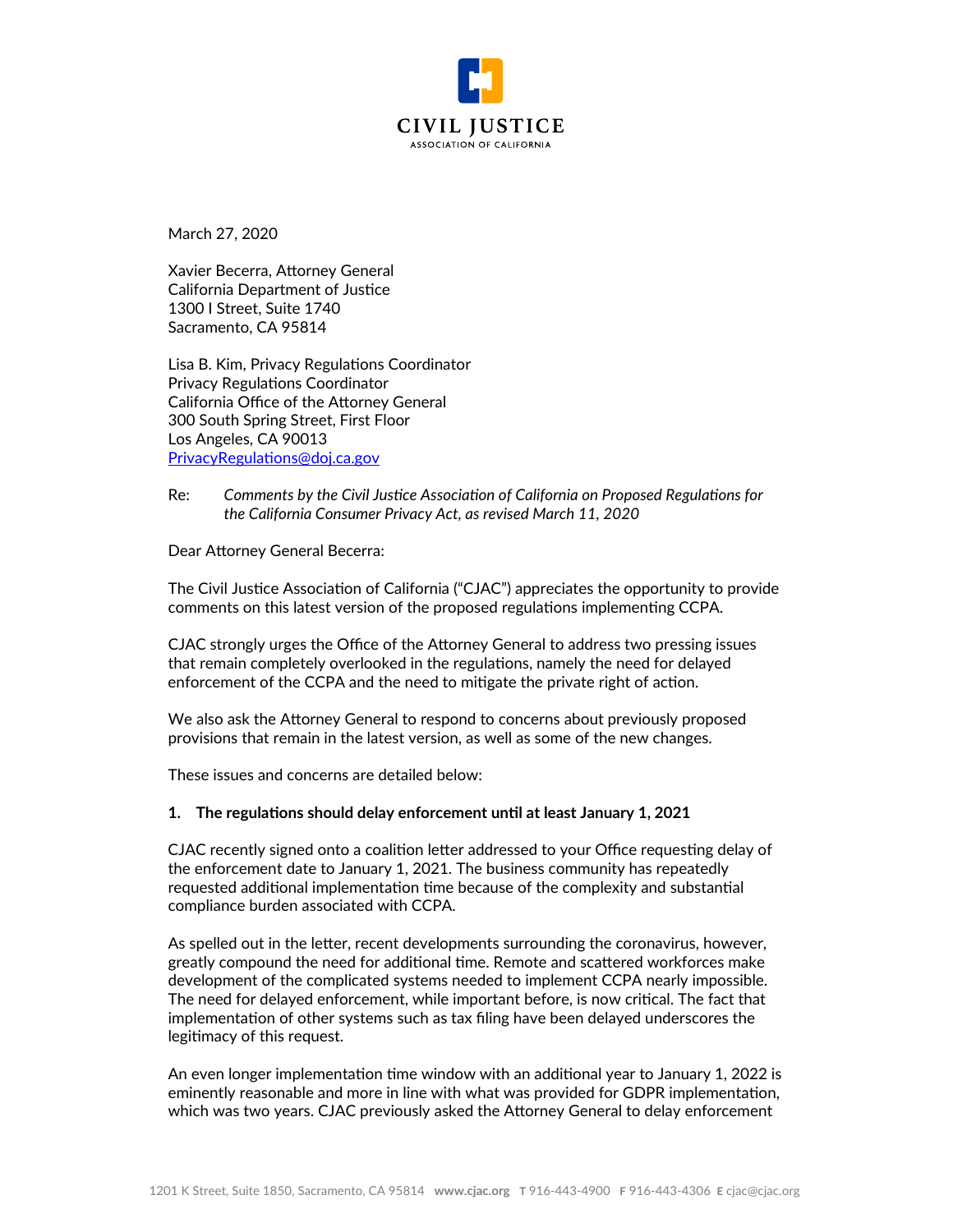CIVIL JUSTICE
ASSOCIATION OF CALIFORNIA

March 27, 2020

Xavier Becerra, Attorney General
California Department of Justice
1300 I Street, Suite 1740
Sacramento, CA 95814

Lisa B. Kim, Privacy Regulations Coordinator
Privacy Regulations Coordinator
California Office of the Attorney General
300 South Spring Street, First Floor
Los Angeles, CA 90013
PrivacyRegulations@doj.ca.gov

Re: *Comments by the Civil Justice Association of California on Proposed Regulations for the California Consumer Privacy Act, as revised March 11, 2020*

Dear Attorney General Becerra:

The Civil Justice Association of California ("CJAC") appreciates the opportunity to provide comments on this latest version of the proposed regulations implementing CCPA.

CJAC strongly urges the Office of the Attorney General to address two pressing issues that remain completely overlooked in the regulations, namely the need for delayed enforcement of the CCPA and the need to mitigate the private right of action.

We also ask the Attorney General to respond to concerns about previously proposed provisions that remain in the latest version, as well as some of the new changes.

These issues and concerns are detailed below:

**1. The regulations should delay enforcement until at least January 1, 2021**

CJAC recently signed onto a coalition letter addressed to your Office requesting delay of the enforcement date to January 1, 2021. The business community has repeatedly requested additional implementation time because of the complexity and substantial compliance burden associated with CCPA.

As spelled out in the letter, recent developments surrounding the coronavirus, however, greatly compound the need for additional time. Remote and scattered workforces make development of the complicated systems needed to implement CCPA nearly impossible. The need for delayed enforcement, while important before, is now critical. The fact that implementation of other systems such as tax filing have been delayed underscores the legitimacy of this request.

An even longer implementation time window with an additional year to January 1, 2022 is eminently reasonable and more in line with what was provided for GDPR implementation, which was two years. CJAC previously asked the Attorney General to delay enforcement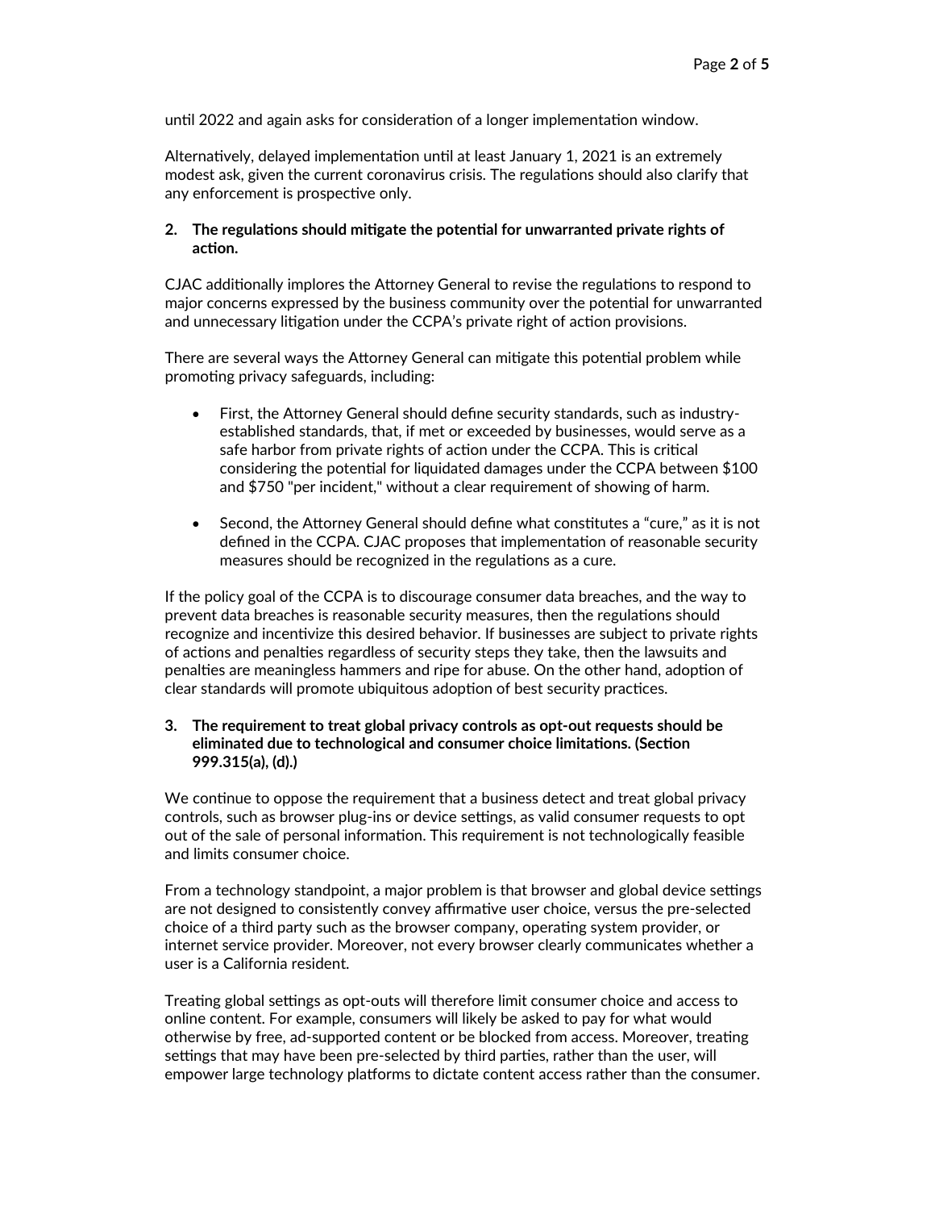until 2022 and again asks for consideration of a longer implementation window.

Alternatively, delayed implementation until at least January 1, 2021 is an extremely modest ask, given the current coronavirus crisis. The regulations should also clarify that any enforcement is prospective only.

**2. The regulations should mitigate the potential for unwarranted private rights of action.**

CJAC additionally implores the Attorney General to revise the regulations to respond to major concerns expressed by the business community over the potential for unwarranted and unnecessary litigation under the CCPA's private right of action provisions.

There are several ways the Attorney General can mitigate this potential problem while promoting privacy safeguards, including:

- First, the Attorney General should define security standards, such as industry-established standards, that, if met or exceeded by businesses, would serve as a safe harbor from private rights of action under the CCPA. This is critical considering the potential for liquidated damages under the CCPA between $100 and $750 "per incident," without a clear requirement of showing of harm.

- Second, the Attorney General should define what constitutes a "cure," as it is not defined in the CCPA. CJAC proposes that implementation of reasonable security measures should be recognized in the regulations as a cure.

If the policy goal of the CCPA is to discourage consumer data breaches, and the way to prevent data breaches is reasonable security measures, then the regulations should recognize and incentivize this desired behavior. If businesses are subject to private rights of actions and penalties regardless of security steps they take, then the lawsuits and penalties are meaningless hammers and ripe for abuse. On the other hand, adoption of clear standards will promote ubiquitous adoption of best security practices.

**3. The requirement to treat global privacy controls as opt-out requests should be eliminated due to technological and consumer choice limitations. (Section 999.315(a), (d).)**

We continue to oppose the requirement that a business detect and treat global privacy controls, such as browser plug-ins or device settings, as valid consumer requests to opt out of the sale of personal information. This requirement is not technologically feasible and limits consumer choice.

From a technology standpoint, a major problem is that browser and global device settings are not designed to consistently convey affirmative user choice, versus the pre-selected choice of a third party such as the browser company, operating system provider, or internet service provider. Moreover, not every browser clearly communicates whether a user is a California resident.

Treating global settings as opt-outs will therefore limit consumer choice and access to online content. For example, consumers will likely be asked to pay for what would otherwise by free, ad-supported content or be blocked from access. Moreover, treating settings that may have been pre-selected by third parties, rather than the user, will empower large technology platforms to dictate content access rather than the consumer.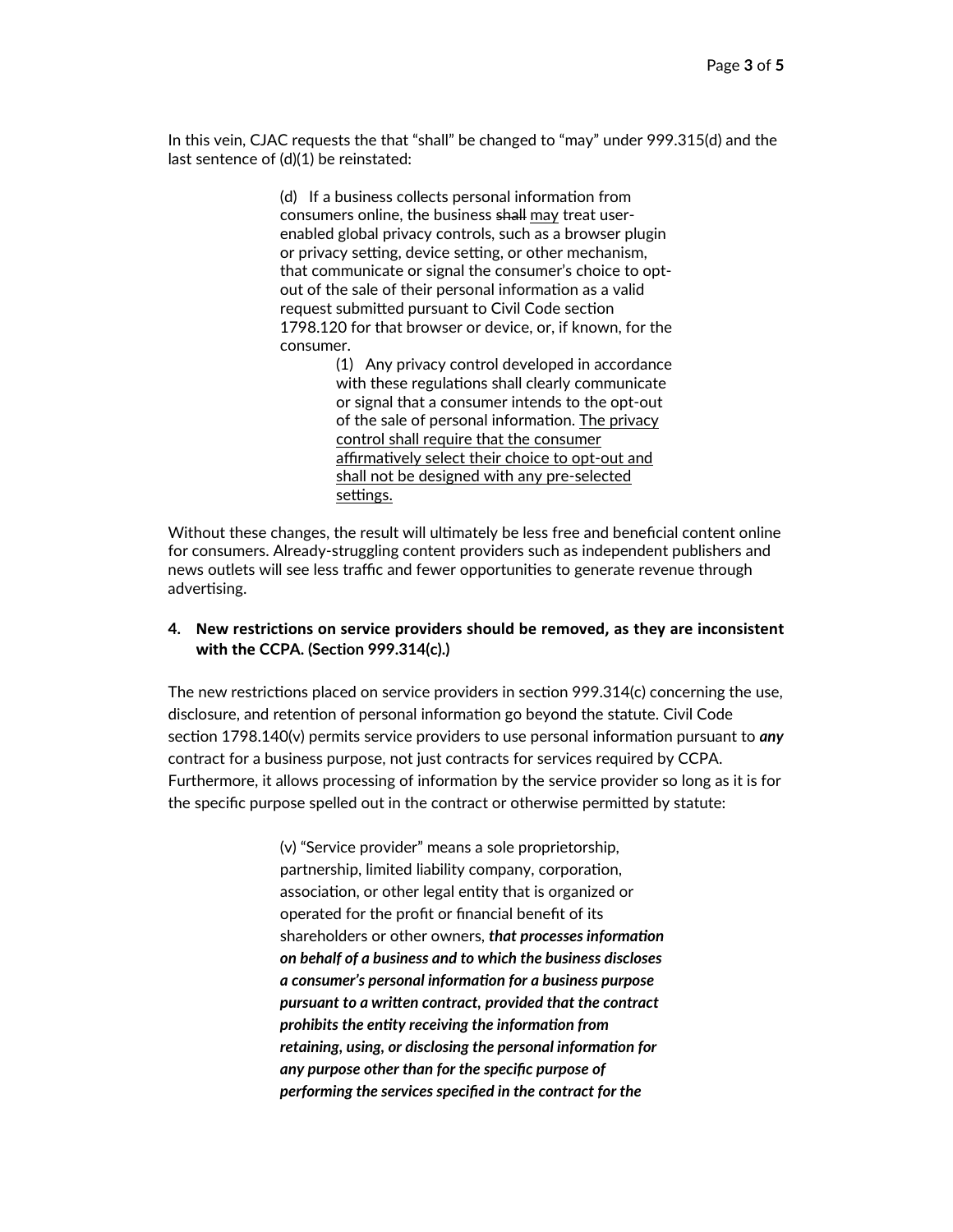In this vein, CJAC requests the that "shall" be changed to "may" under 999.315(d) and the last sentence of (d)(1) be reinstated:

> (d) If a business collects personal information from consumers online, the business ~~shall~~ <u>may</u> treat user-enabled global privacy controls, such as a browser plugin or privacy setting, device setting, or other mechanism, that communicate or signal the consumer's choice to opt-out of the sale of their personal information as a valid request submitted pursuant to Civil Code section 1798.120 for that browser or device, or, if known, for the consumer.
>
> > (1) Any privacy control developed in accordance with these regulations shall clearly communicate or signal that a consumer intends to the opt-out of the sale of personal information. <u>The privacy control shall require that the consumer affirmatively select their choice to opt-out and shall not be designed with any pre-selected settings.</u>

Without these changes, the result will ultimately be less free and beneficial content online for consumers. Already-struggling content providers such as independent publishers and news outlets will see less traffic and fewer opportunities to generate revenue through advertising.

**4. New restrictions on service providers should be removed, as they are inconsistent with the CCPA. (Section 999.314(c).)**

The new restrictions placed on service providers in section 999.314(c) concerning the use, disclosure, and retention of personal information go beyond the statute. Civil Code section 1798.140(v) permits service providers to use personal information pursuant to ***any*** contract for a business purpose, not just contracts for services required by CCPA. Furthermore, it allows processing of information by the service provider so long as it is for the specific purpose spelled out in the contract or otherwise permitted by statute:

> (v) "Service provider" means a sole proprietorship, partnership, limited liability company, corporation, association, or other legal entity that is organized or operated for the profit or financial benefit of its shareholders or other owners, ***that processes information on behalf of a business and to which the business discloses a consumer's personal information for a business purpose pursuant to a written contract, provided that the contract prohibits the entity receiving the information from retaining, using, or disclosing the personal information for any purpose other than for the specific purpose of performing the services specified in the contract for the***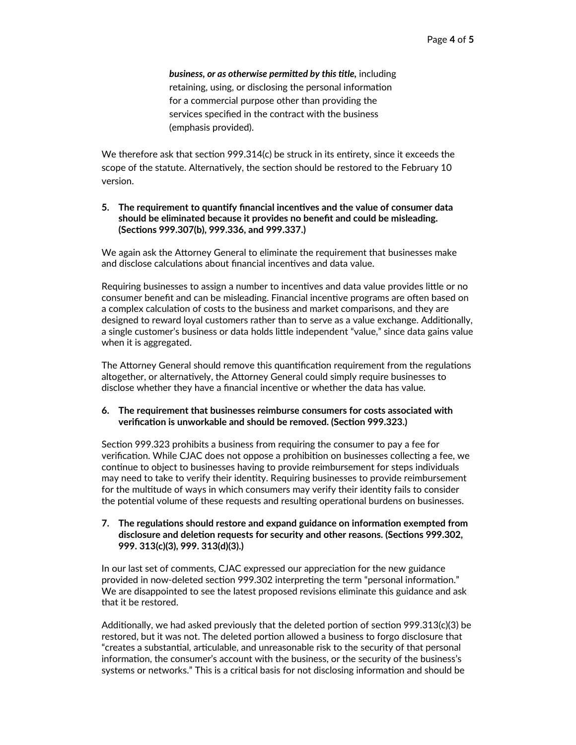> ***business, or as otherwise permitted by this title,*** including retaining, using, or disclosing the personal information for a commercial purpose other than providing the services specified in the contract with the business (emphasis provided).

We therefore ask that section 999.314(c) be struck in its entirety, since it exceeds the scope of the statute. Alternatively, the section should be restored to the February 10 version.

**5. The requirement to quantify financial incentives and the value of consumer data should be eliminated because it provides no benefit and could be misleading. (Sections 999.307(b), 999.336, and 999.337.)**

We again ask the Attorney General to eliminate the requirement that businesses make and disclose calculations about financial incentives and data value.

Requiring businesses to assign a number to incentives and data value provides little or no consumer benefit and can be misleading. Financial incentive programs are often based on a complex calculation of costs to the business and market comparisons, and they are designed to reward loyal customers rather than to serve as a value exchange. Additionally, a single customer's business or data holds little independent "value," since data gains value when it is aggregated.

The Attorney General should remove this quantification requirement from the regulations altogether, or alternatively, the Attorney General could simply require businesses to disclose whether they have a financial incentive or whether the data has value.

**6. The requirement that businesses reimburse consumers for costs associated with verification is unworkable and should be removed. (Section 999.323.)**

Section 999.323 prohibits a business from requiring the consumer to pay a fee for verification. While CJAC does not oppose a prohibition on businesses collecting a fee, we continue to object to businesses having to provide reimbursement for steps individuals may need to take to verify their identity. Requiring businesses to provide reimbursement for the multitude of ways in which consumers may verify their identity fails to consider the potential volume of these requests and resulting operational burdens on businesses.

**7. The regulations should restore and expand guidance on information exempted from disclosure and deletion requests for security and other reasons. (Sections 999.302, 999. 313(c)(3), 999. 313(d)(3).)**

In our last set of comments, CJAC expressed our appreciation for the new guidance provided in now-deleted section 999.302 interpreting the term "personal information." We are disappointed to see the latest proposed revisions eliminate this guidance and ask that it be restored.

Additionally, we had asked previously that the deleted portion of section 999.313(c)(3) be restored, but it was not. The deleted portion allowed a business to forgo disclosure that "creates a substantial, articulable, and unreasonable risk to the security of that personal information, the consumer's account with the business, or the security of the business's systems or networks." This is a critical basis for not disclosing information and should be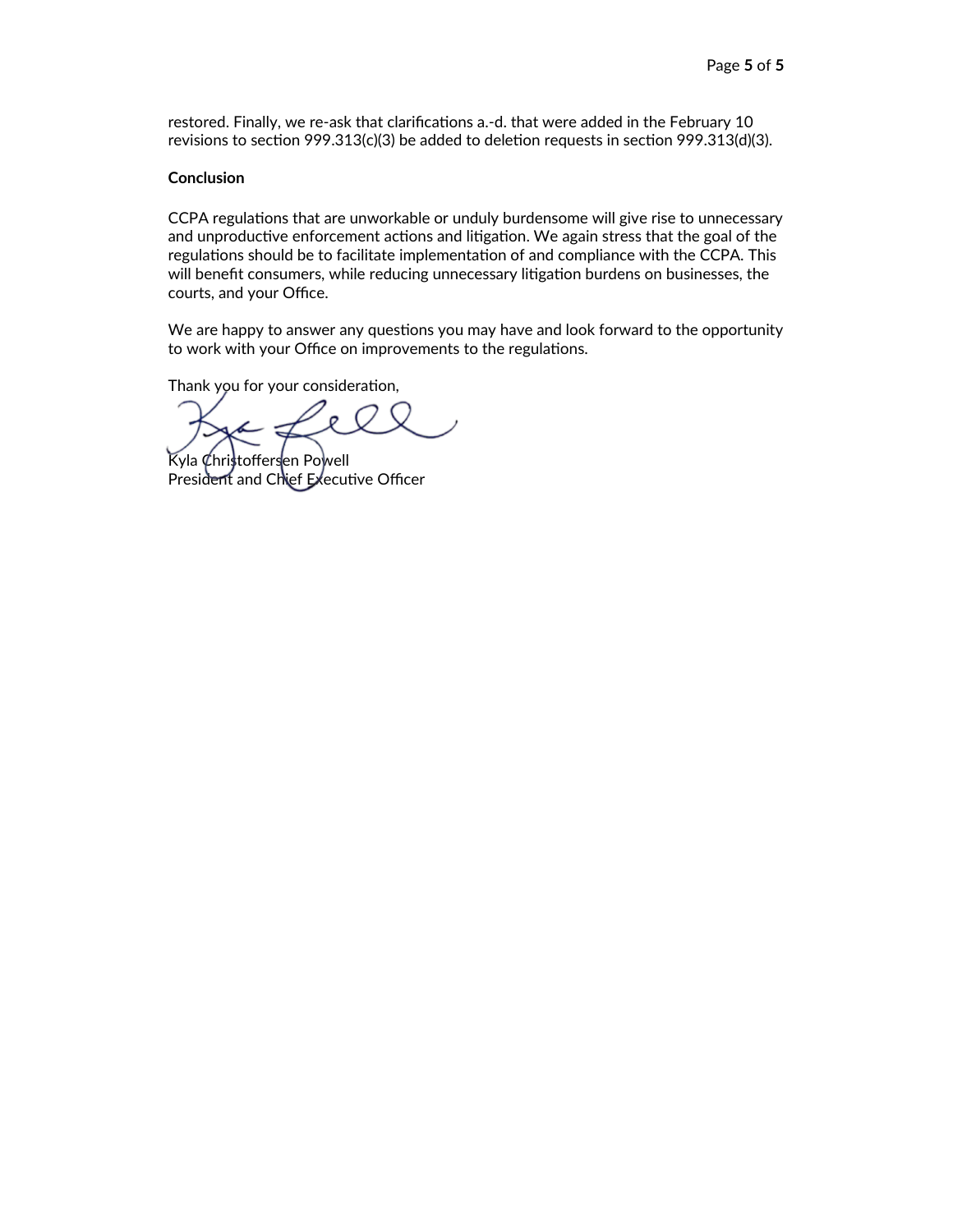restored. Finally, we re-ask that clarifications a.-d. that were added in the February 10 revisions to section 999.313(c)(3) be added to deletion requests in section 999.313(d)(3).

**Conclusion**

CCPA regulations that are unworkable or unduly burdensome will give rise to unnecessary and unproductive enforcement actions and litigation. We again stress that the goal of the regulations should be to facilitate implementation of and compliance with the CCPA. This will benefit consumers, while reducing unnecessary litigation burdens on businesses, the courts, and your Office.

We are happy to answer any questions you may have and look forward to the opportunity to work with your Office on improvements to the regulations.

Thank you for your consideration,

Kyla Christoffersen Powell
President and Chief Executive Officer